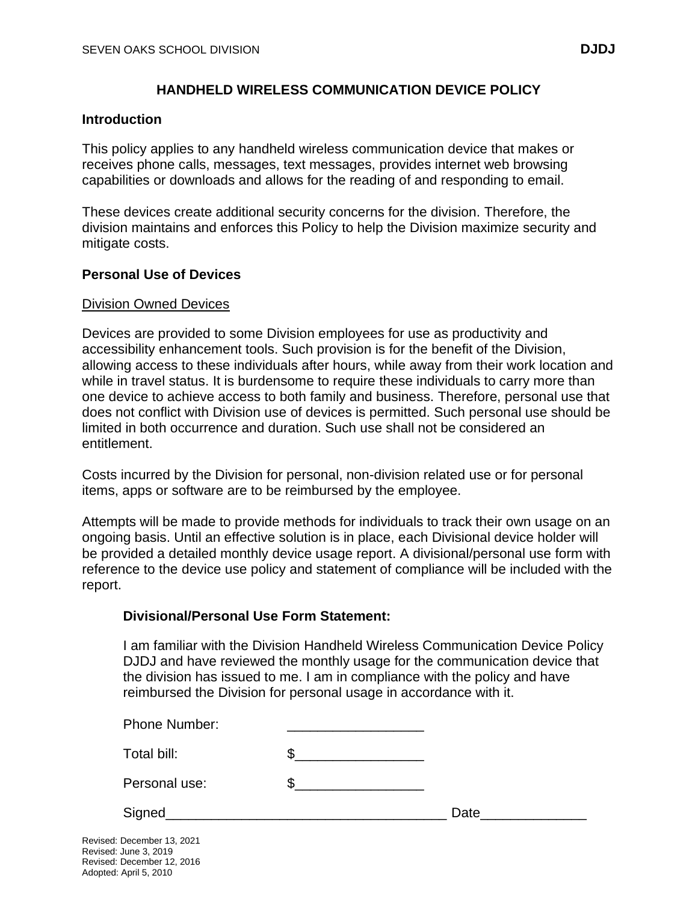# HANDHELD WIRELESS COMMUNICATION DEVICE POLICY

## Introduction

This policy applies to any handheld wireless communication device that makes or receives phone calls, messages, text messages, provides internet web browsing capabilities or downloads and allows for the reading of and responding to email.

These devices create additional security concerns for the division. Therefore, the division maintains and enforces this Policy to help the Division maximize security and mitigate costs.

## Personal Use of Devices

### Division Owned Devices

Devices are provided to some Division employees for use as productivity and accessibility enhancement tools. Such provision is for the benefit of the Division, allowing access to these individuals after hours, while away from their work location and while in travel status. It is burdensome to require these individuals to carry more than one device to achieve access to both family and business. Therefore, personal use that does not conflict with Division use of devices is permitted. Such personal use should be limited in both occurrence and duration. Such use shall not be considered an entitlement.

Costs incurred by the Division for personal, non-division related use or for personal items, apps or software are to be reimbursed by the employee.

Attempts will be made to provide methods for individuals to track their own usage on an ongoing basis. Until an effective solution is in place, each Divisional device holder will be provided a detailed monthly device usage report. A divisional/personal use form with reference to the device use policy and statement of compliance will be included with the report.

> **Divisional/Personal Use Form Statement:**
>
> I am familiar with the Division Handheld Wireless Communication Device Policy DJDJ and have reviewed the monthly usage for the communication device that the division has issued to me. I am in compliance with the policy and have reimbursed the Division for personal usage in accordance with it.
>
> Phone Number: __________________
>
> Total bill: $_________________
>
> Personal use: $_________________
>
> Signed_____________________________________ Date______________

Revised: December 13, 2021
Revised: June 3, 2019
Revised: December 12, 2016
Adopted: April 5, 2010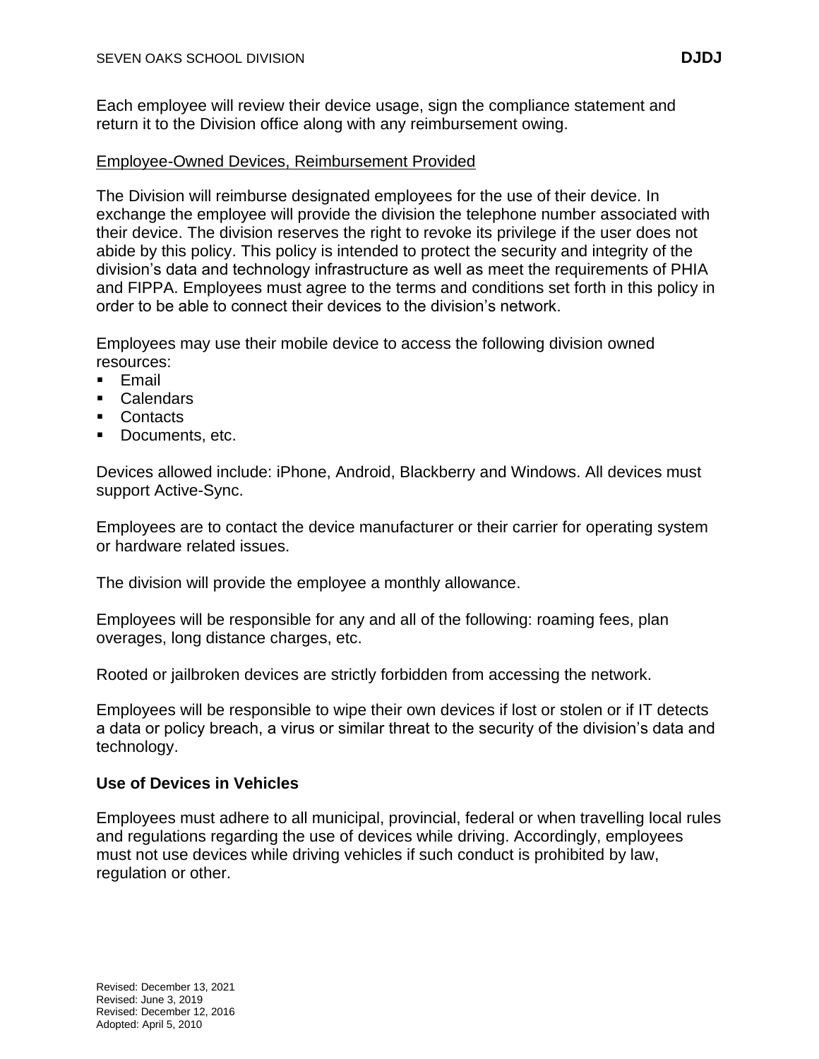Each employee will review their device usage, sign the compliance statement and return it to the Division office along with any reimbursement owing.

Employee-Owned Devices, Reimbursement Provided

The Division will reimburse designated employees for the use of their device. In exchange the employee will provide the division the telephone number associated with their device. The division reserves the right to revoke its privilege if the user does not abide by this policy. This policy is intended to protect the security and integrity of the division's data and technology infrastructure as well as meet the requirements of PHIA and FIPPA. Employees must agree to the terms and conditions set forth in this policy in order to be able to connect their devices to the division's network.

Employees may use their mobile device to access the following division owned resources:

- Email
- Calendars
- Contacts
- Documents, etc.

Devices allowed include: iPhone, Android, Blackberry and Windows. All devices must support Active-Sync.

Employees are to contact the device manufacturer or their carrier for operating system or hardware related issues.

The division will provide the employee a monthly allowance.

Employees will be responsible for any and all of the following: roaming fees, plan overages, long distance charges, etc.

Rooted or jailbroken devices are strictly forbidden from accessing the network.

Employees will be responsible to wipe their own devices if lost or stolen or if IT detects a data or policy breach, a virus or similar threat to the security of the division's data and technology.

**Use of Devices in Vehicles**

Employees must adhere to all municipal, provincial, federal or when travelling local rules and regulations regarding the use of devices while driving. Accordingly, employees must not use devices while driving vehicles if such conduct is prohibited by law, regulation or other.

Revised: December 13, 2021
Revised: June 3, 2019
Revised: December 12, 2016
Adopted: April 5, 2010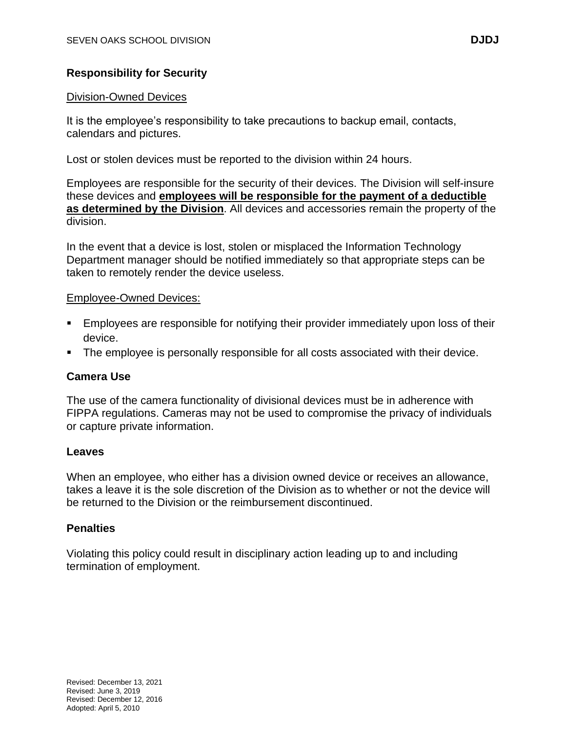## Responsibility for Security

Division-Owned Devices

It is the employee's responsibility to take precautions to backup email, contacts, calendars and pictures.

Lost or stolen devices must be reported to the division within 24 hours.

Employees are responsible for the security of their devices. The Division will self-insure these devices and **employees will be responsible for the payment of a deductible as determined by the Division**. All devices and accessories remain the property of the division.

In the event that a device is lost, stolen or misplaced the Information Technology Department manager should be notified immediately so that appropriate steps can be taken to remotely render the device useless.

Employee-Owned Devices:

- Employees are responsible for notifying their provider immediately upon loss of their device.
- The employee is personally responsible for all costs associated with their device.

## Camera Use

The use of the camera functionality of divisional devices must be in adherence with FIPPA regulations. Cameras may not be used to compromise the privacy of individuals or capture private information.

## Leaves

When an employee, who either has a division owned device or receives an allowance, takes a leave it is the sole discretion of the Division as to whether or not the device will be returned to the Division or the reimbursement discontinued.

## Penalties

Violating this policy could result in disciplinary action leading up to and including termination of employment.

Revised: December 13, 2021
Revised: June 3, 2019
Revised: December 12, 2016
Adopted: April 5, 2010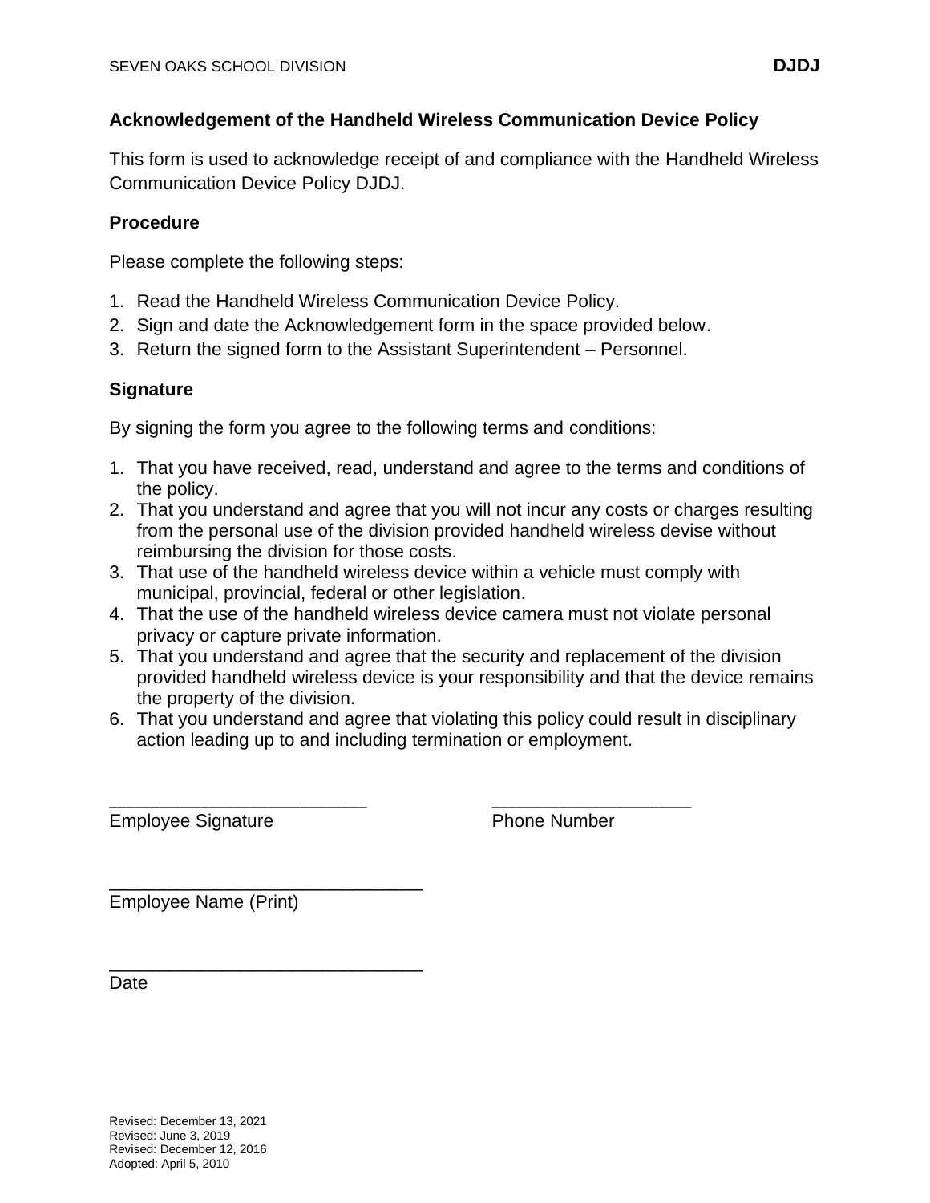## Acknowledgement of the Handheld Wireless Communication Device Policy

This form is used to acknowledge receipt of and compliance with the Handheld Wireless Communication Device Policy DJDJ.

### Procedure

Please complete the following steps:

1. Read the Handheld Wireless Communication Device Policy.
2. Sign and date the Acknowledgement form in the space provided below.
3. Return the signed form to the Assistant Superintendent – Personnel.

### Signature

By signing the form you agree to the following terms and conditions:

1. That you have received, read, understand and agree to the terms and conditions of the policy.
2. That you understand and agree that you will not incur any costs or charges resulting from the personal use of the division provided handheld wireless devise without reimbursing the division for those costs.
3. That use of the handheld wireless device within a vehicle must comply with municipal, provincial, federal or other legislation.
4. That the use of the handheld wireless device camera must not violate personal privacy or capture private information.
5. That you understand and agree that the security and replacement of the division provided handheld wireless device is your responsibility and that the device remains the property of the division.
6. That you understand and agree that violating this policy could result in disciplinary action leading up to and including termination or employment.

_________________________ Employee Signature

____________________ Phone Number

______________________________ Employee Name (Print)

______________________________ Date

Revised: December 13, 2021
Revised: June 3, 2019
Revised: December 12, 2016
Adopted: April 5, 2010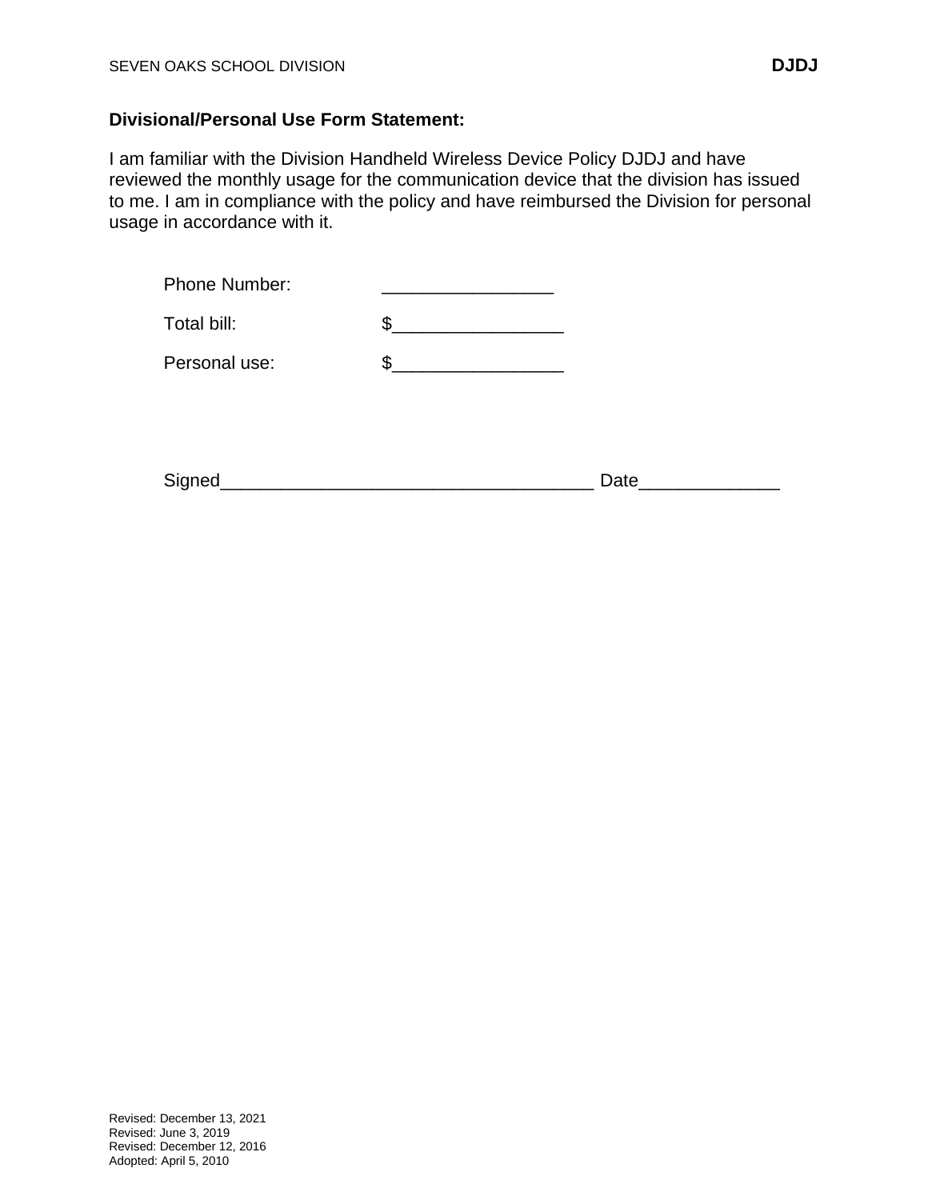**Divisional/Personal Use Form Statement:**

I am familiar with the Division Handheld Wireless Device Policy DJDJ and have reviewed the monthly usage for the communication device that the division has issued to me. I am in compliance with the policy and have reimbursed the Division for personal usage in accordance with it.

Phone Number: _________________

Total bill: $_________________

Personal use: $_________________

Signed_____________________________________ Date______________

Revised: December 13, 2021
Revised: June 3, 2019
Revised: December 12, 2016
Adopted: April 5, 2010